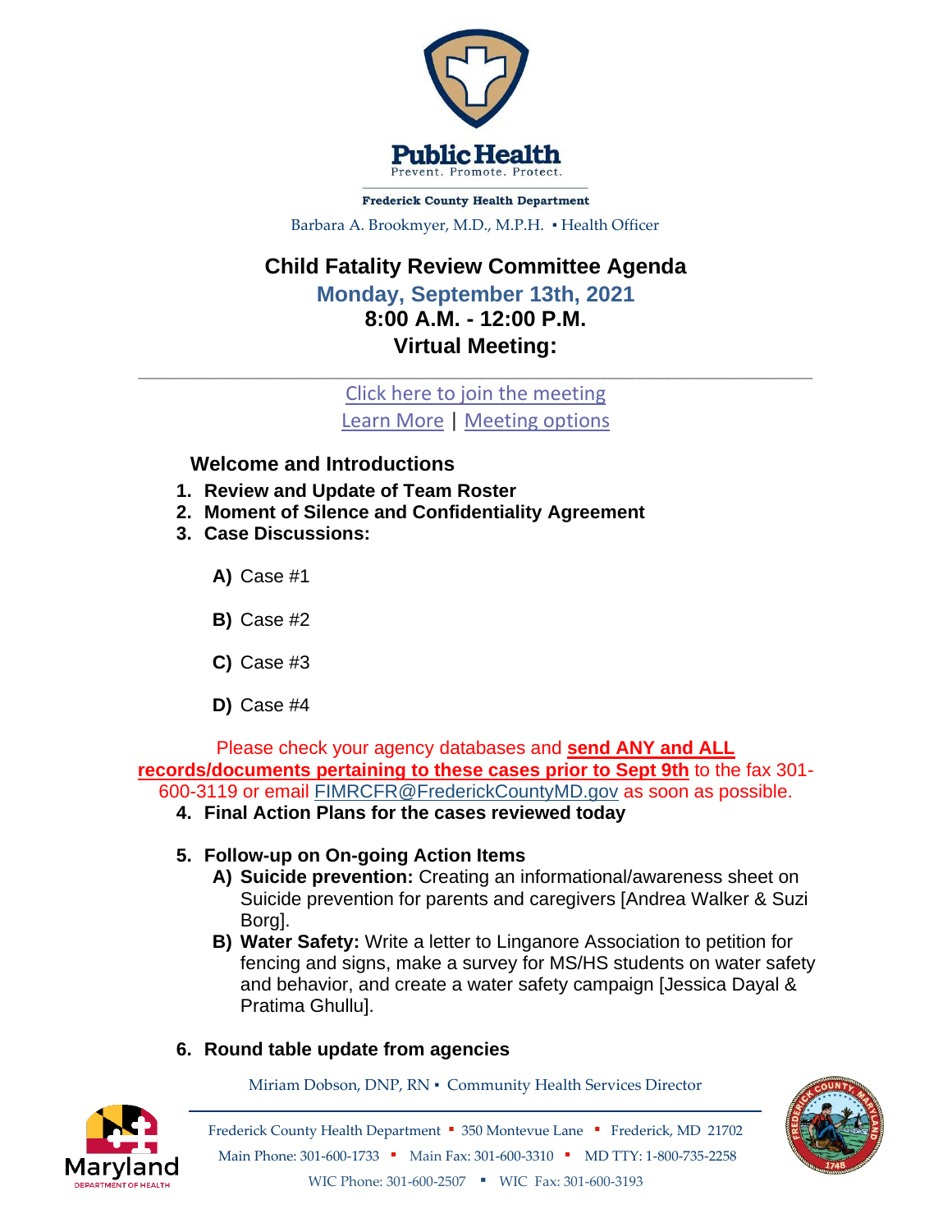**Public Health**
Prevent. Promote. Protect.

**Frederick County Health Department**

Barbara A. Brookmyer, M.D., M.P.H. ▪ Health Officer

# Child Fatality Review Committee Agenda

## Monday, September 13th, 2021

## 8:00 A.M. - 12:00 P.M.

## Virtual Meeting:

---

Click here to join the meeting

Learn More | Meeting options

**Welcome and Introductions**

1. **Review and Update of Team Roster**
2. **Moment of Silence and Confidentiality Agreement**
3. **Case Discussions:**

   **A)** Case #1

   **B)** Case #2

   **C)** Case #3

   **D)** Case #4

Please check your agency databases and **send ANY and ALL records/documents pertaining to these cases prior to Sept 9th** to the fax 301-600-3119 or email FIMRCFR@FrederickCountyMD.gov as soon as possible.

4. **Final Action Plans for the cases reviewed today**

5. **Follow-up on On-going Action Items**
   **A) Suicide prevention:** Creating an informational/awareness sheet on Suicide prevention for parents and caregivers [Andrea Walker & Suzi Borg].
   **B) Water Safety:** Write a letter to Linganore Association to petition for fencing and signs, make a survey for MS/HS students on water safety and behavior, and create a water safety campaign [Jessica Dayal & Pratima Ghullu].

6. **Round table update from agencies**

Miriam Dobson, DNP, RN ▪ Community Health Services Director

Frederick County Health Department ▪ 350 Montevue Lane ▪ Frederick, MD 21702
Main Phone: 301-600-1733 ▪ Main Fax: 301-600-3310 ▪ MD TTY: 1-800-735-2258
WIC Phone: 301-600-2507 ▪ WIC Fax: 301-600-3193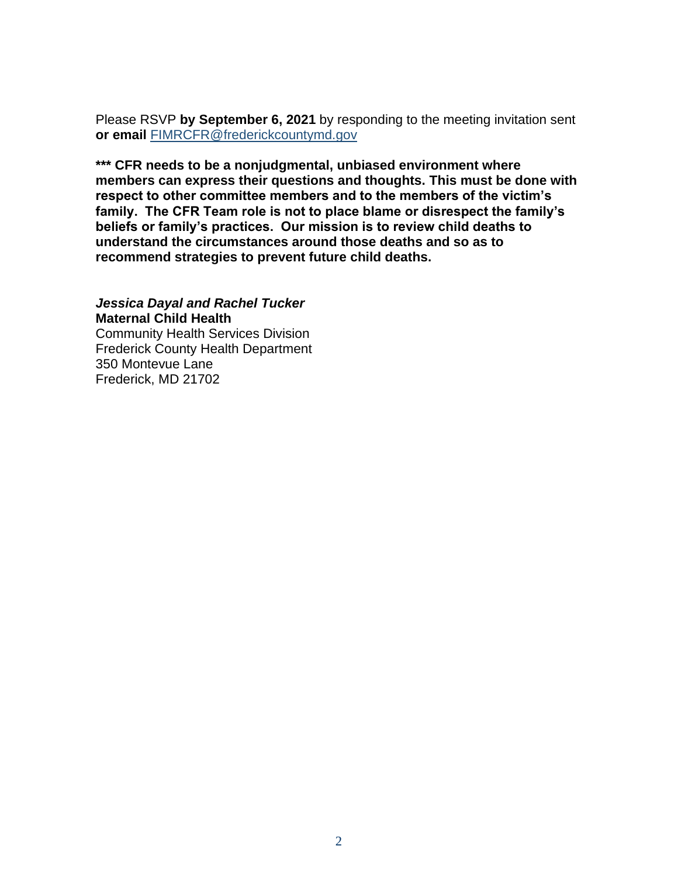Please RSVP **by September 6, 2021** by responding to the meeting invitation sent **or email** FIMRCFR@frederickcountymd.gov

**\*\*\* CFR needs to be a nonjudgmental, unbiased environment where members can express their questions and thoughts. This must be done with respect to other committee members and to the members of the victim's family. The CFR Team role is not to place blame or disrespect the family's beliefs or family's practices. Our mission is to review child deaths to understand the circumstances around those deaths and so as to recommend strategies to prevent future child deaths.**

***Jessica Dayal and Rachel Tucker***
**Maternal Child Health**
Community Health Services Division
Frederick County Health Department
350 Montevue Lane
Frederick, MD 21702